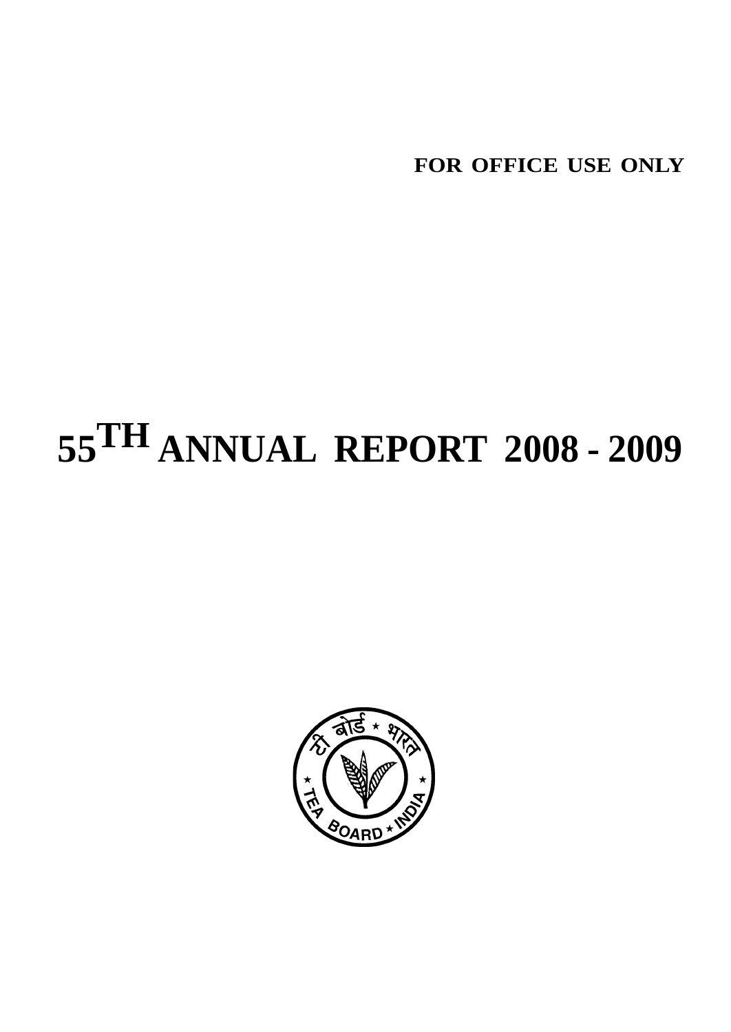**FOR OFFICE USE ONLY**

# 55TH ANNUAL REPORT 2008 - 2009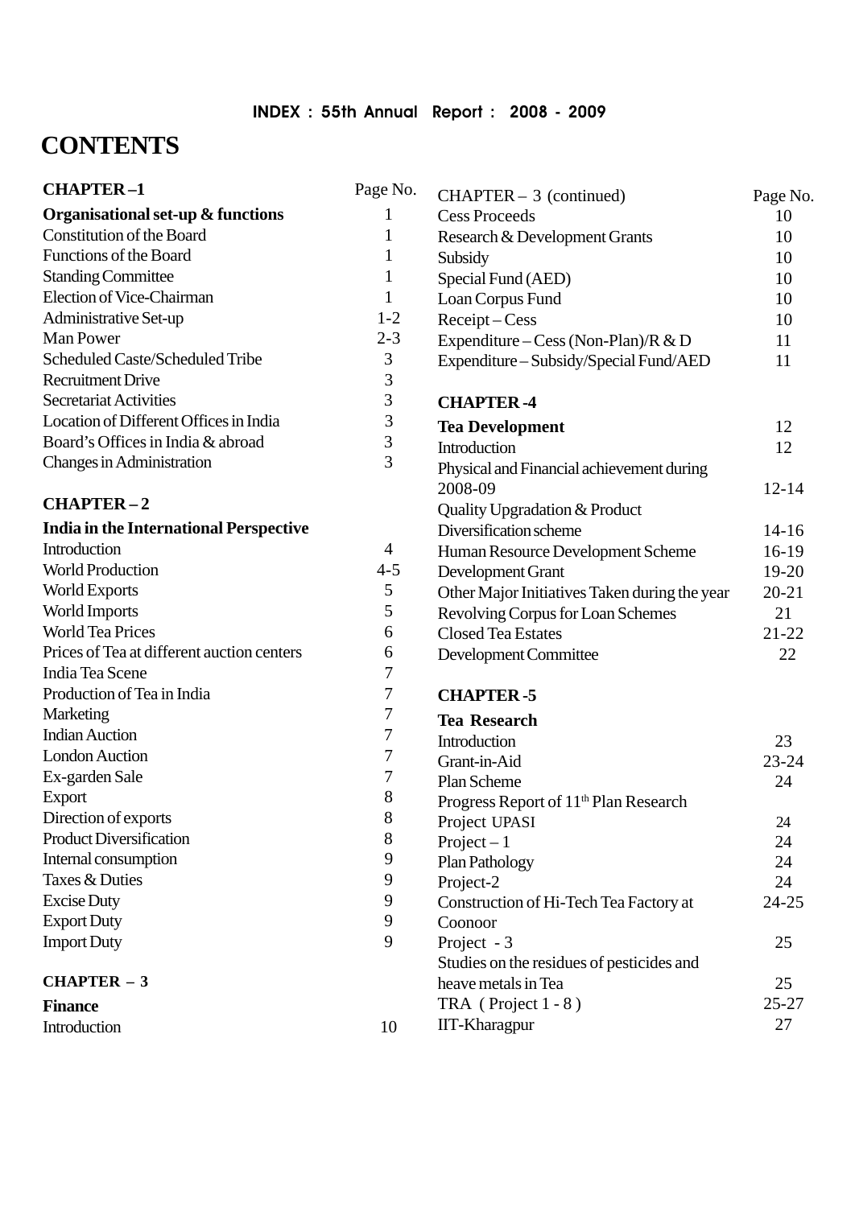INDEX : 55th Annual Report : 2008 - 2009

# CONTENTS

| **CHAPTER –1** | Page No. |
|---|---|
| **Organisational set-up & functions** | 1 |
| Constitution of the Board | 1 |
| Functions of the Board | 1 |
| Standing Committee | 1 |
| Election of Vice-Chairman | 1 |
| Administrative Set-up | 1-2 |
| Man Power | 2-3 |
| Scheduled Caste/Scheduled Tribe | 3 |
| Recruitment Drive | 3 |
| Secretariat Activities | 3 |
| Location of Different Offices in India | 3 |
| Board's Offices in India & abroad | 3 |
| Changes in Administration | 3 |
| **CHAPTER – 2** | |
| **India in the International Perspective** | |
| Introduction | 4 |
| World Production | 4-5 |
| World Exports | 5 |
| World Imports | 5 |
| World Tea Prices | 6 |
| Prices of Tea at different auction centers | 6 |
| India Tea Scene | 7 |
| Production of Tea in India | 7 |
| Marketing | 7 |
| Indian Auction | 7 |
| London Auction | 7 |
| Ex-garden Sale | 7 |
| Export | 8 |
| Direction of exports | 8 |
| Product Diversification | 8 |
| Internal consumption | 9 |
| Taxes & Duties | 9 |
| Excise Duty | 9 |
| Export Duty | 9 |
| Import Duty | 9 |
| **CHAPTER – 3** | |
| **Finance** | |
| Introduction | 10 |

| CHAPTER – 3 (continued) | Page No. |
|---|---|
| Cess Proceeds | 10 |
| Research & Development Grants | 10 |
| Subsidy | 10 |
| Special Fund (AED) | 10 |
| Loan Corpus Fund | 10 |
| Receipt – Cess | 10 |
| Expenditure – Cess (Non-Plan)/R & D | 11 |
| Expenditure – Subsidy/Special Fund/AED | 11 |
| **CHAPTER -4** | |
| **Tea Development** | 12 |
| Introduction | 12 |
| Physical and Financial achievement during 2008-09 | 12-14 |
| Quality Upgradation & Product Diversification scheme | 14-16 |
| Human Resource Development Scheme | 16-19 |
| Development Grant | 19-20 |
| Other Major Initiatives Taken during the year | 20-21 |
| Revolving Corpus for Loan Schemes | 21 |
| Closed Tea Estates | 21-22 |
| Development Committee | 22 |
| **CHAPTER -5** | |
| **Tea Research** | |
| Introduction | 23 |
| Grant-in-Aid | 23-24 |
| Plan Scheme | 24 |
| Progress Report of 11th Plan Research Project UPASI | 24 |
| Project – 1 | 24 |
| Plan Pathology | 24 |
| Project-2 | 24 |
| Construction of Hi-Tech Tea Factory at Coonoor | 24-25 |
| Project - 3 | 25 |
| Studies on the residues of pesticides and heave metals in Tea | 25 |
| TRA ( Project 1 - 8 ) | 25-27 |
| IIT-Kharagpur | 27 |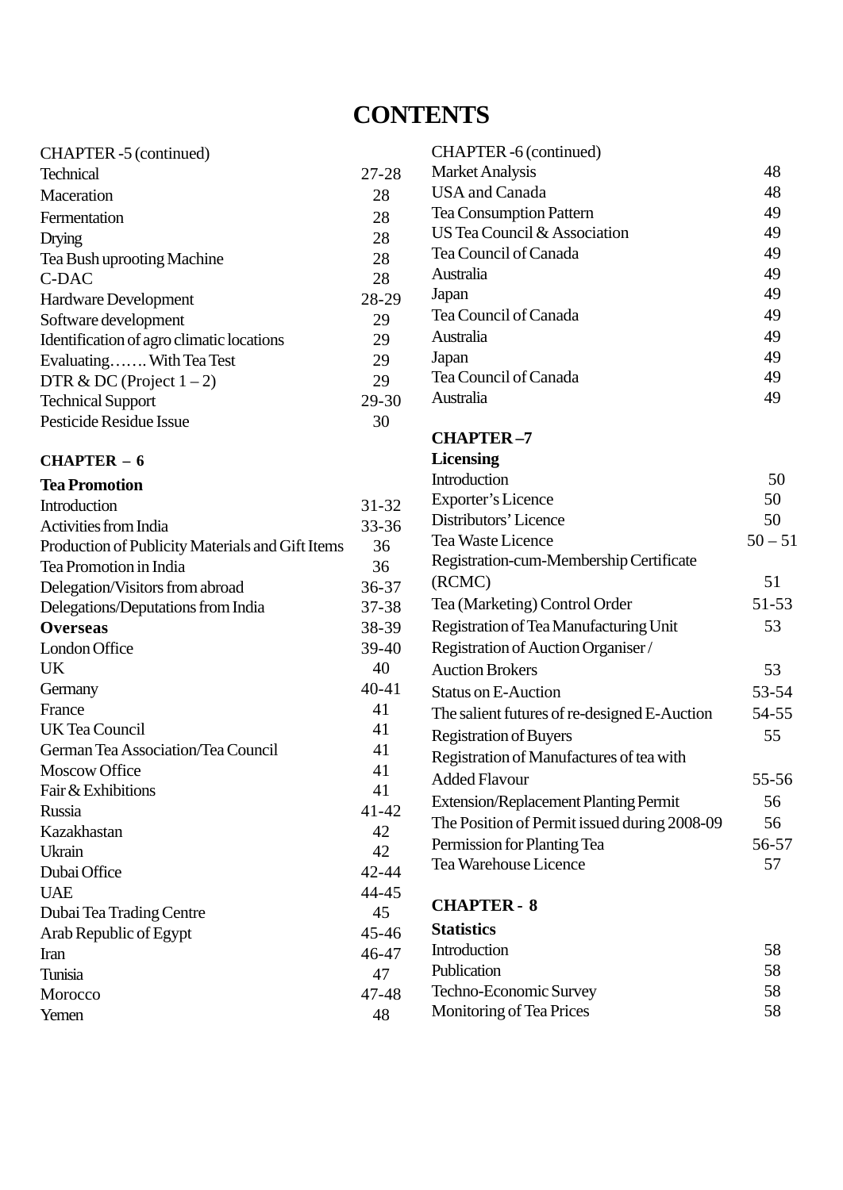# CONTENTS

CHAPTER -5 (continued)

| | |
|---|---|
| Technical | 27-28 |
| Maceration | 28 |
| Fermentation | 28 |
| Drying | 28 |
| Tea Bush uprooting Machine | 28 |
| C-DAC | 28 |
| Hardware Development | 28-29 |
| Software development | 29 |
| Identification of agro climatic locations | 29 |
| Evaluating……. With Tea Test | 29 |
| DTR & DC (Project 1 – 2) | 29 |
| Technical Support | 29-30 |
| Pesticide Residue Issue | 30 |

**CHAPTER – 6**

**Tea Promotion**

| | |
|---|---|
| Introduction | 31-32 |
| Activities from India | 33-36 |
| Production of Publicity Materials and Gift Items | 36 |
| Tea Promotion in India | 36 |
| Delegation/Visitors from abroad | 36-37 |
| Delegations/Deputations from India | 37-38 |
| **Overseas** | 38-39 |
| London Office | 39-40 |
| UK | 40 |
| Germany | 40-41 |
| France | 41 |
| UK Tea Council | 41 |
| German Tea Association/Tea Council | 41 |
| Moscow Office | 41 |
| Fair & Exhibitions | 41 |
| Russia | 41-42 |
| Kazakhastan | 42 |
| Ukrain | 42 |
| Dubai Office | 42-44 |
| UAE | 44-45 |
| Dubai Tea Trading Centre | 45 |
| Arab Republic of Egypt | 45-46 |
| Iran | 46-47 |
| Tunisia | 47 |
| Morocco | 47-48 |
| Yemen | 48 |

CHAPTER -6 (continued)

| | |
|---|---|
| Market Analysis | 48 |
| USA and Canada | 48 |
| Tea Consumption Pattern | 49 |
| US Tea Council & Association | 49 |
| Tea Council of Canada | 49 |
| Australia | 49 |
| Japan | 49 |
| Tea Council of Canada | 49 |
| Australia | 49 |
| Japan | 49 |
| Tea Council of Canada | 49 |
| Australia | 49 |

**CHAPTER –7**

**Licensing**

| | |
|---|---|
| Introduction | 50 |
| Exporter's Licence | 50 |
| Distributors' Licence | 50 |
| Tea Waste Licence | 50 – 51 |
| Registration-cum-Membership Certificate (RCMC) | 51 |
| Tea (Marketing) Control Order | 51-53 |
| Registration of Tea Manufacturing Unit | 53 |
| Registration of Auction Organiser / Auction Brokers | 53 |
| Status on E-Auction | 53-54 |
| The salient futures of re-designed E-Auction | 54-55 |
| Registration of Buyers | 55 |
| Registration of Manufactures of tea with Added Flavour | 55-56 |
| Extension/Replacement Planting Permit | 56 |
| The Position of Permit issued during 2008-09 | 56 |
| Permission for Planting Tea | 56-57 |
| Tea Warehouse Licence | 57 |

**CHAPTER - 8**

**Statistics**

| | |
|---|---|
| Introduction | 58 |
| Publication | 58 |
| Techno-Economic Survey | 58 |
| Monitoring of Tea Prices | 58 |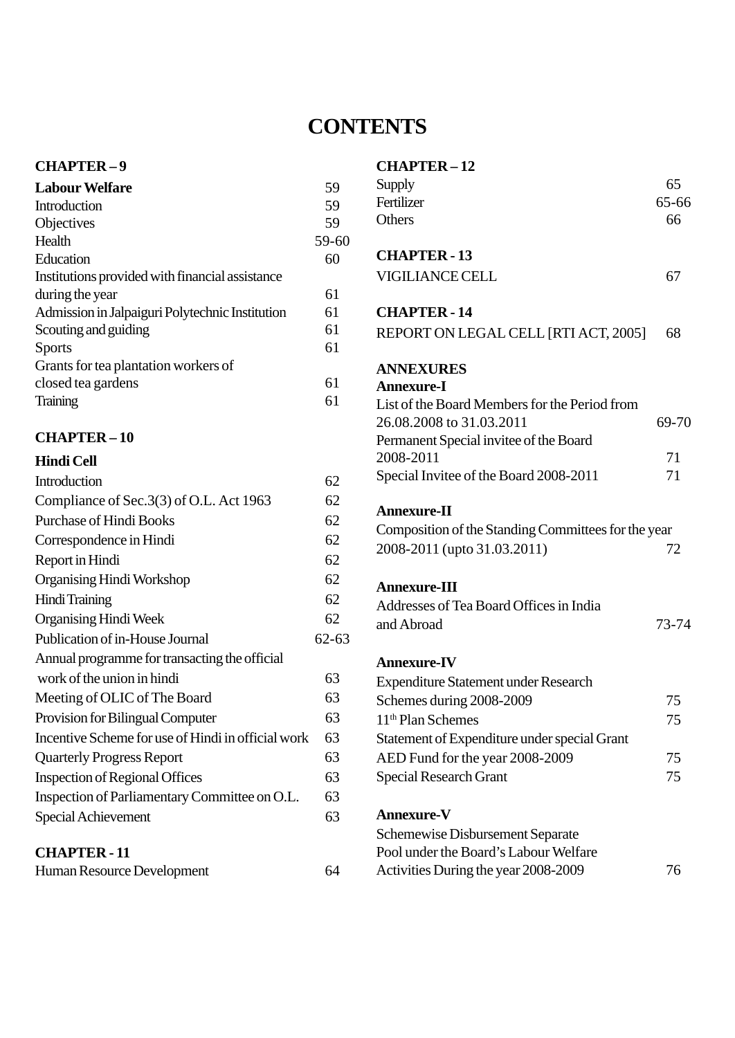# CONTENTS

**CHAPTER – 9**

| | |
|---|---|
| **Labour Welfare** | 59 |
| Introduction | 59 |
| Objectives | 59 |
| Health | 59-60 |
| Education | 60 |
| Institutions provided with financial assistance during the year | 61 |
| Admission in Jalpaiguri Polytechnic Institution | 61 |
| Scouting and guiding | 61 |
| Sports | 61 |
| Grants for tea plantation workers of closed tea gardens | 61 |
| Training | 61 |

**CHAPTER – 10**

| | |
|---|---|
| **Hindi Cell** | |
| Introduction | 62 |
| Compliance of Sec.3(3) of O.L. Act 1963 | 62 |
| Purchase of Hindi Books | 62 |
| Correspondence in Hindi | 62 |
| Report in Hindi | 62 |
| Organising Hindi Workshop | 62 |
| Hindi Training | 62 |
| Organising Hindi Week | 62 |
| Publication of in-House Journal | 62-63 |
| Annual programme for transacting the official work of the union in hindi | 63 |
| Meeting of OLIC of The Board | 63 |
| Provision for Bilingual Computer | 63 |
| Incentive Scheme for use of Hindi in official work | 63 |
| Quarterly Progress Report | 63 |
| Inspection of Regional Offices | 63 |
| Inspection of Parliamentary Committee on O.L. | 63 |
| Special Achievement | 63 |

**CHAPTER - 11**

| | |
|---|---|
| Human Resource Development | 64 |

**CHAPTER – 12**

| | |
|---|---|
| Supply | 65 |
| Fertilizer | 65-66 |
| Others | 66 |

**CHAPTER - 13**

| | |
|---|---|
| VIGILIANCE CELL | 67 |

**CHAPTER - 14**

| | |
|---|---|
| REPORT ON LEGAL CELL [RTI ACT, 2005] | 68 |

**ANNEXURES**

**Annexure-I**

| | |
|---|---|
| List of the Board Members for the Period from 26.08.2008 to 31.03.2011 | 69-70 |
| Permanent Special invitee of the Board 2008-2011 | 71 |
| Special Invitee of the Board 2008-2011 | 71 |

**Annexure-II**

| | |
|---|---|
| Composition of the Standing Committees for the year 2008-2011 (upto 31.03.2011) | 72 |

**Annexure-III**

| | |
|---|---|
| Addresses of Tea Board Offices in India and Abroad | 73-74 |

**Annexure-IV**

| | |
|---|---|
| Expenditure Statement under Research Schemes during 2008-2009 | 75 |
| 11th Plan Schemes | 75 |
| Statement of Expenditure under special Grant AED Fund for the year 2008-2009 | 75 |
| Special Research Grant | 75 |

**Annexure-V**

| | |
|---|---|
| Schemewise Disbursement Separate Pool under the Board's Labour Welfare Activities During the year 2008-2009 | 76 |